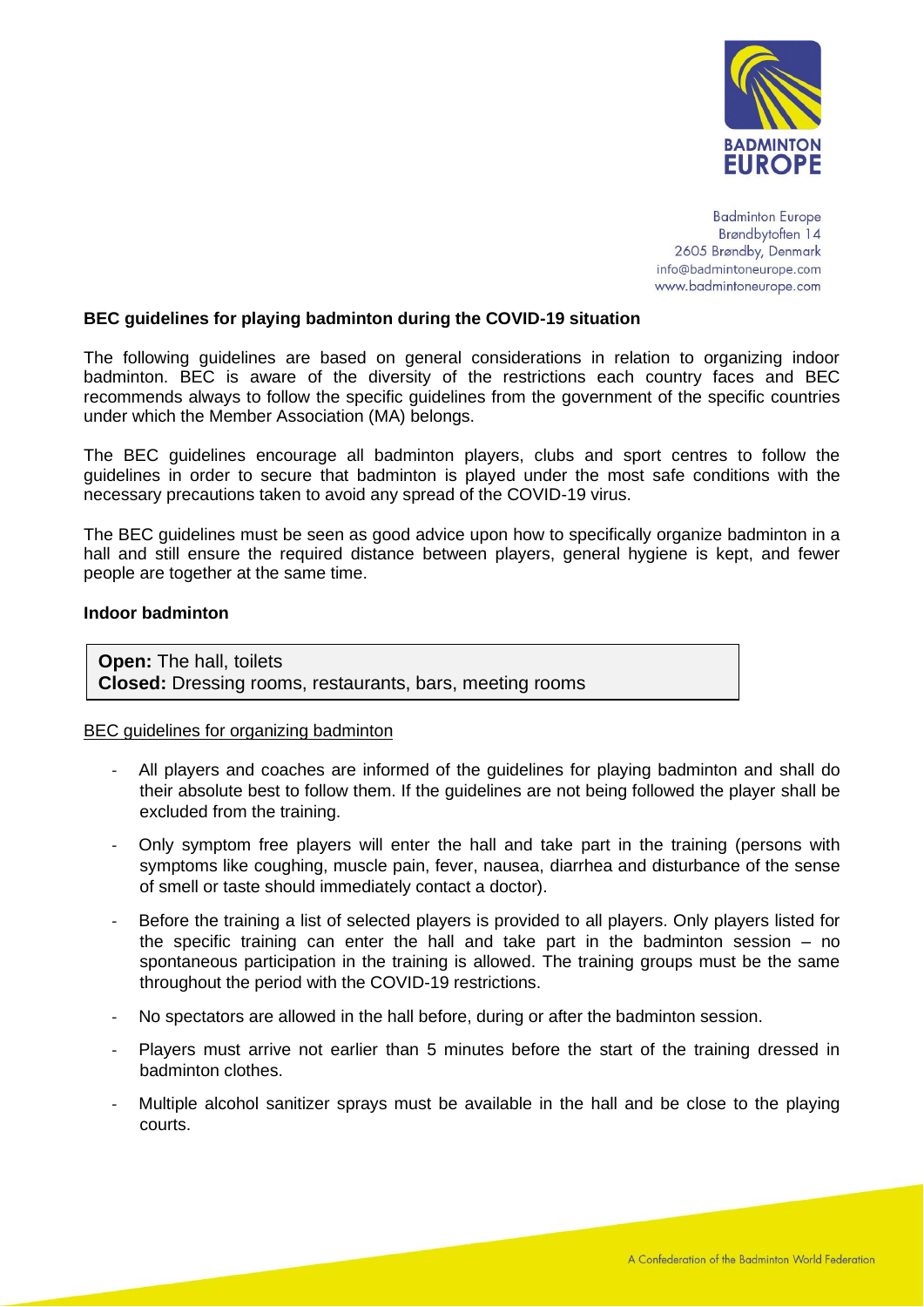Badminton Europe
Brøndbytoften 14
2605 Brøndby, Denmark
info@badmintoneurope.com
www.badmintoneurope.com

**BEC guidelines for playing badminton during the COVID-19 situation**

The following guidelines are based on general considerations in relation to organizing indoor badminton. BEC is aware of the diversity of the restrictions each country faces and BEC recommends always to follow the specific guidelines from the government of the specific countries under which the Member Association (MA) belongs.

The BEC guidelines encourage all badminton players, clubs and sport centres to follow the guidelines in order to secure that badminton is played under the most safe conditions with the necessary precautions taken to avoid any spread of the COVID-19 virus.

The BEC guidelines must be seen as good advice upon how to specifically organize badminton in a hall and still ensure the required distance between players, general hygiene is kept, and fewer people are together at the same time.

**Indoor badminton**

**Open:** The hall, toilets
**Closed:** Dressing rooms, restaurants, bars, meeting rooms

<u>BEC guidelines for organizing badminton</u>

- All players and coaches are informed of the guidelines for playing badminton and shall do their absolute best to follow them. If the guidelines are not being followed the player shall be excluded from the training.
- Only symptom free players will enter the hall and take part in the training (persons with symptoms like coughing, muscle pain, fever, nausea, diarrhea and disturbance of the sense of smell or taste should immediately contact a doctor).
- Before the training a list of selected players is provided to all players. Only players listed for the specific training can enter the hall and take part in the badminton session – no spontaneous participation in the training is allowed. The training groups must be the same throughout the period with the COVID-19 restrictions.
- No spectators are allowed in the hall before, during or after the badminton session.
- Players must arrive not earlier than 5 minutes before the start of the training dressed in badminton clothes.
- Multiple alcohol sanitizer sprays must be available in the hall and be close to the playing courts.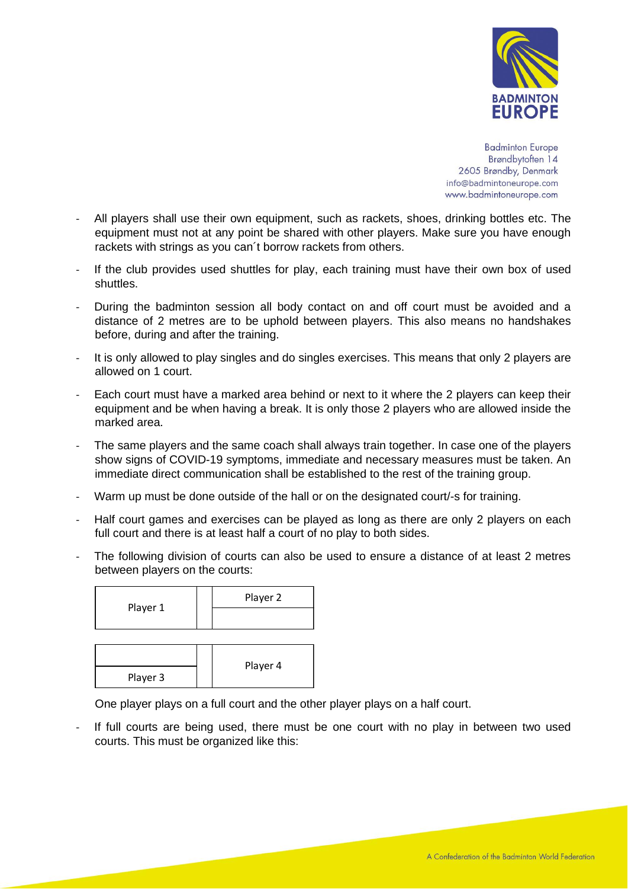- All players shall use their own equipment, such as rackets, shoes, drinking bottles etc. The equipment must not at any point be shared with other players. Make sure you have enough rackets with strings as you can´t borrow rackets from others.
- If the club provides used shuttles for play, each training must have their own box of used shuttles.
- During the badminton session all body contact on and off court must be avoided and a distance of 2 metres are to be uphold between players. This also means no handshakes before, during and after the training.
- It is only allowed to play singles and do singles exercises. This means that only 2 players are allowed on 1 court.
- Each court must have a marked area behind or next to it where the 2 players can keep their equipment and be when having a break. It is only those 2 players who are allowed inside the marked area.
- The same players and the same coach shall always train together. In case one of the players show signs of COVID-19 symptoms, immediate and necessary measures must be taken. An immediate direct communication shall be established to the rest of the training group.
- Warm up must be done outside of the hall or on the designated court/-s for training.
- Half court games and exercises can be played as long as there are only 2 players on each full court and there is at least half a court of no play to both sides.
- The following division of courts can also be used to ensure a distance of at least 2 metres between players on the courts:

| Player 1 | | Player 2 |
|---|---|---|
| | | |

| | | Player 4 |
|---|---|---|
| Player 3 | | |

  One player plays on a full court and the other player plays on a half court.

- If full courts are being used, there must be one court with no play in between two used courts. This must be organized like this: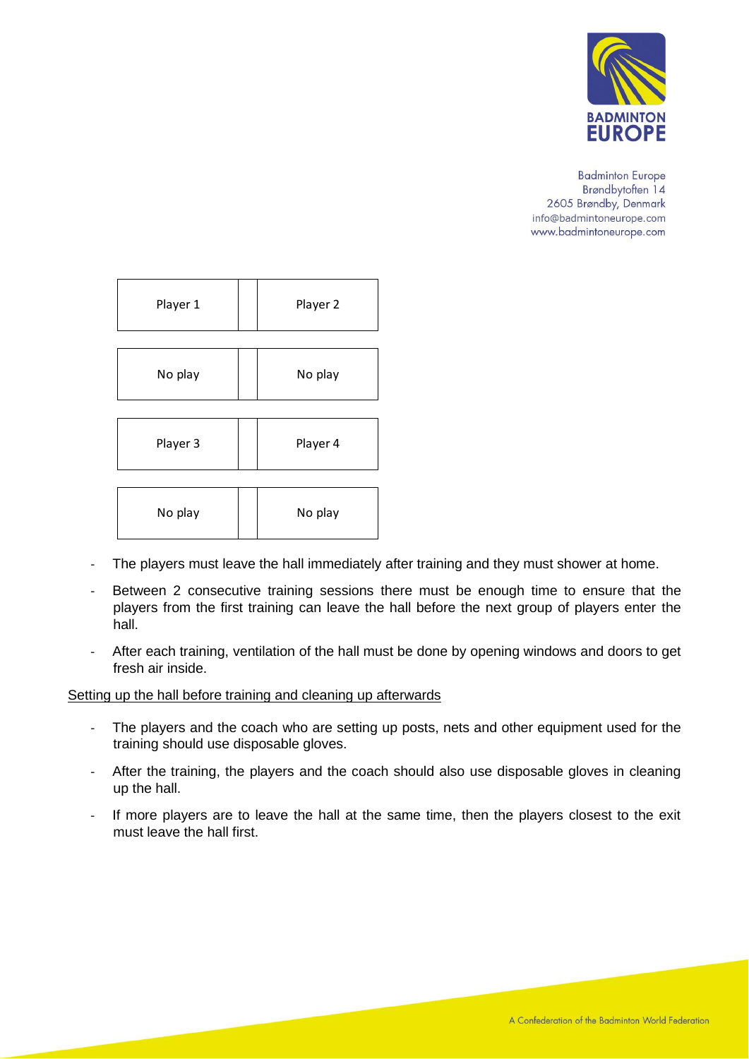| | | |
|---|---|---|
| Player 1 | | Player 2 |

| | | |
|---|---|---|
| No play | | No play |

| | | |
|---|---|---|
| Player 3 | | Player 4 |

| | | |
|---|---|---|
| No play | | No play |

- The players must leave the hall immediately after training and they must shower at home.
- Between 2 consecutive training sessions there must be enough time to ensure that the players from the first training can leave the hall before the next group of players enter the hall.
- After each training, ventilation of the hall must be done by opening windows and doors to get fresh air inside.

<u>Setting up the hall before training and cleaning up afterwards</u>

- The players and the coach who are setting up posts, nets and other equipment used for the training should use disposable gloves.
- After the training, the players and the coach should also use disposable gloves in cleaning up the hall.
- If more players are to leave the hall at the same time, then the players closest to the exit must leave the hall first.